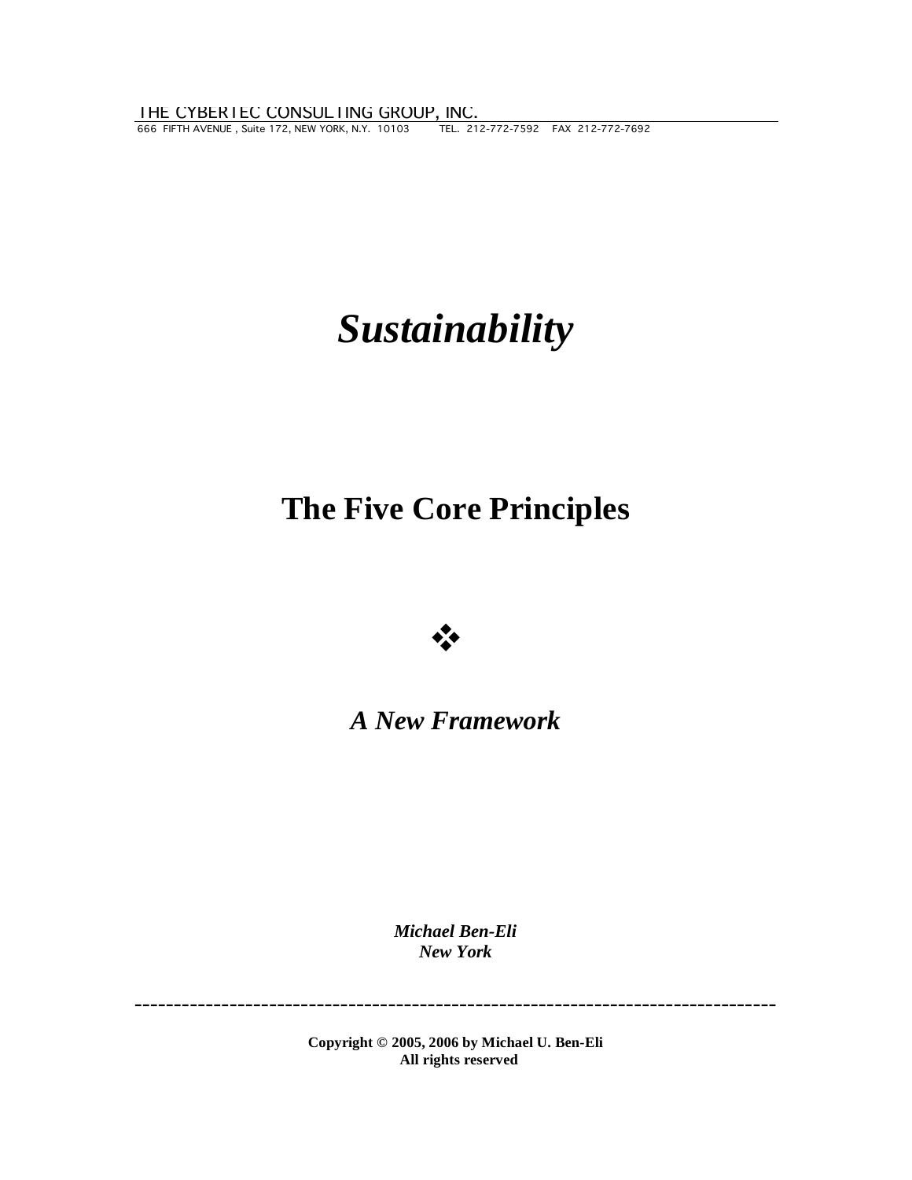THE CYBERTEC CONSULTING GROUP, INC.
666 FIFTH AVENUE , Suite 172, NEW YORK, N.Y. 10103 TEL. 212-772-7592 FAX 212-772-7692

# *Sustainability*

## The Five Core Principles

❖

### *A New Framework*

***Michael Ben-Eli***
***New York***

---

**Copyright © 2005, 2006 by Michael U. Ben-Eli**
**All rights reserved**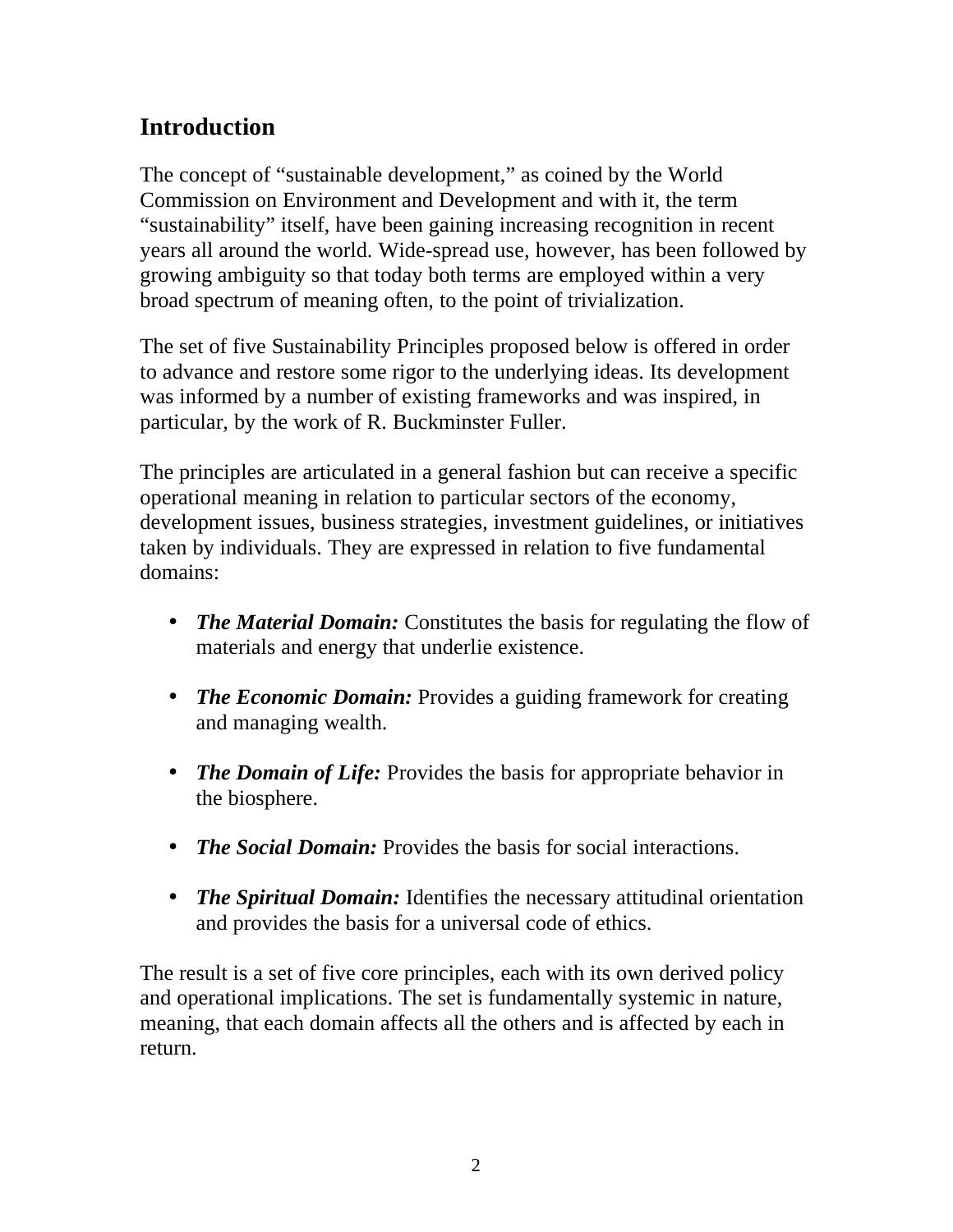## Introduction

The concept of "sustainable development," as coined by the World Commission on Environment and Development and with it, the term "sustainability" itself, have been gaining increasing recognition in recent years all around the world. Wide-spread use, however, has been followed by growing ambiguity so that today both terms are employed within a very broad spectrum of meaning often, to the point of trivialization.

The set of five Sustainability Principles proposed below is offered in order to advance and restore some rigor to the underlying ideas. Its development was informed by a number of existing frameworks and was inspired, in particular, by the work of R. Buckminster Fuller.

The principles are articulated in a general fashion but can receive a specific operational meaning in relation to particular sectors of the economy, development issues, business strategies, investment guidelines, or initiatives taken by individuals. They are expressed in relation to five fundamental domains:

- ***The Material Domain:*** Constitutes the basis for regulating the flow of materials and energy that underlie existence.
- ***The Economic Domain:*** Provides a guiding framework for creating and managing wealth.
- ***The Domain of Life:*** Provides the basis for appropriate behavior in the biosphere.
- ***The Social Domain:*** Provides the basis for social interactions.
- ***The Spiritual Domain:*** Identifies the necessary attitudinal orientation and provides the basis for a universal code of ethics.

The result is a set of five core principles, each with its own derived policy and operational implications. The set is fundamentally systemic in nature, meaning, that each domain affects all the others and is affected by each in return.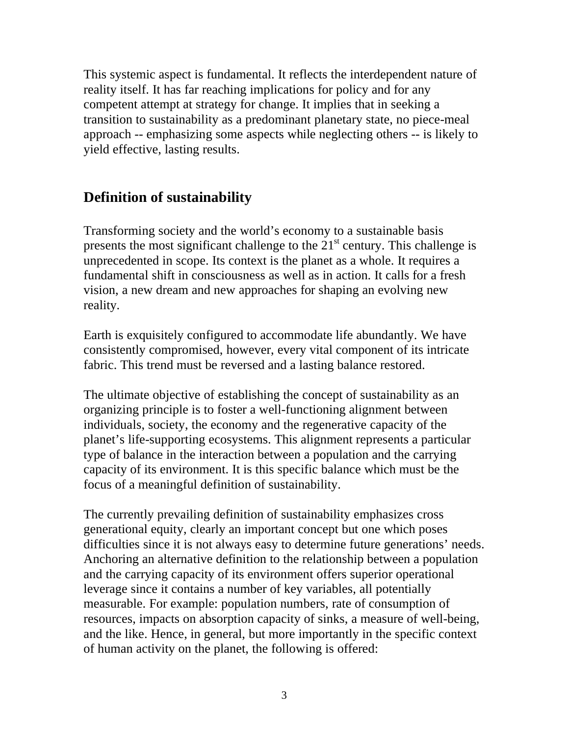This systemic aspect is fundamental. It reflects the interdependent nature of reality itself. It has far reaching implications for policy and for any competent attempt at strategy for change. It implies that in seeking a transition to sustainability as a predominant planetary state, no piece-meal approach -- emphasizing some aspects while neglecting others -- is likely to yield effective, lasting results.

## Definition of sustainability

Transforming society and the world's economy to a sustainable basis presents the most significant challenge to the 21st century. This challenge is unprecedented in scope. Its context is the planet as a whole. It requires a fundamental shift in consciousness as well as in action. It calls for a fresh vision, a new dream and new approaches for shaping an evolving new reality.

Earth is exquisitely configured to accommodate life abundantly. We have consistently compromised, however, every vital component of its intricate fabric. This trend must be reversed and a lasting balance restored.

The ultimate objective of establishing the concept of sustainability as an organizing principle is to foster a well-functioning alignment between individuals, society, the economy and the regenerative capacity of the planet's life-supporting ecosystems. This alignment represents a particular type of balance in the interaction between a population and the carrying capacity of its environment. It is this specific balance which must be the focus of a meaningful definition of sustainability.

The currently prevailing definition of sustainability emphasizes cross generational equity, clearly an important concept but one which poses difficulties since it is not always easy to determine future generations' needs. Anchoring an alternative definition to the relationship between a population and the carrying capacity of its environment offers superior operational leverage since it contains a number of key variables, all potentially measurable. For example: population numbers, rate of consumption of resources, impacts on absorption capacity of sinks, a measure of well-being, and the like. Hence, in general, but more importantly in the specific context of human activity on the planet, the following is offered: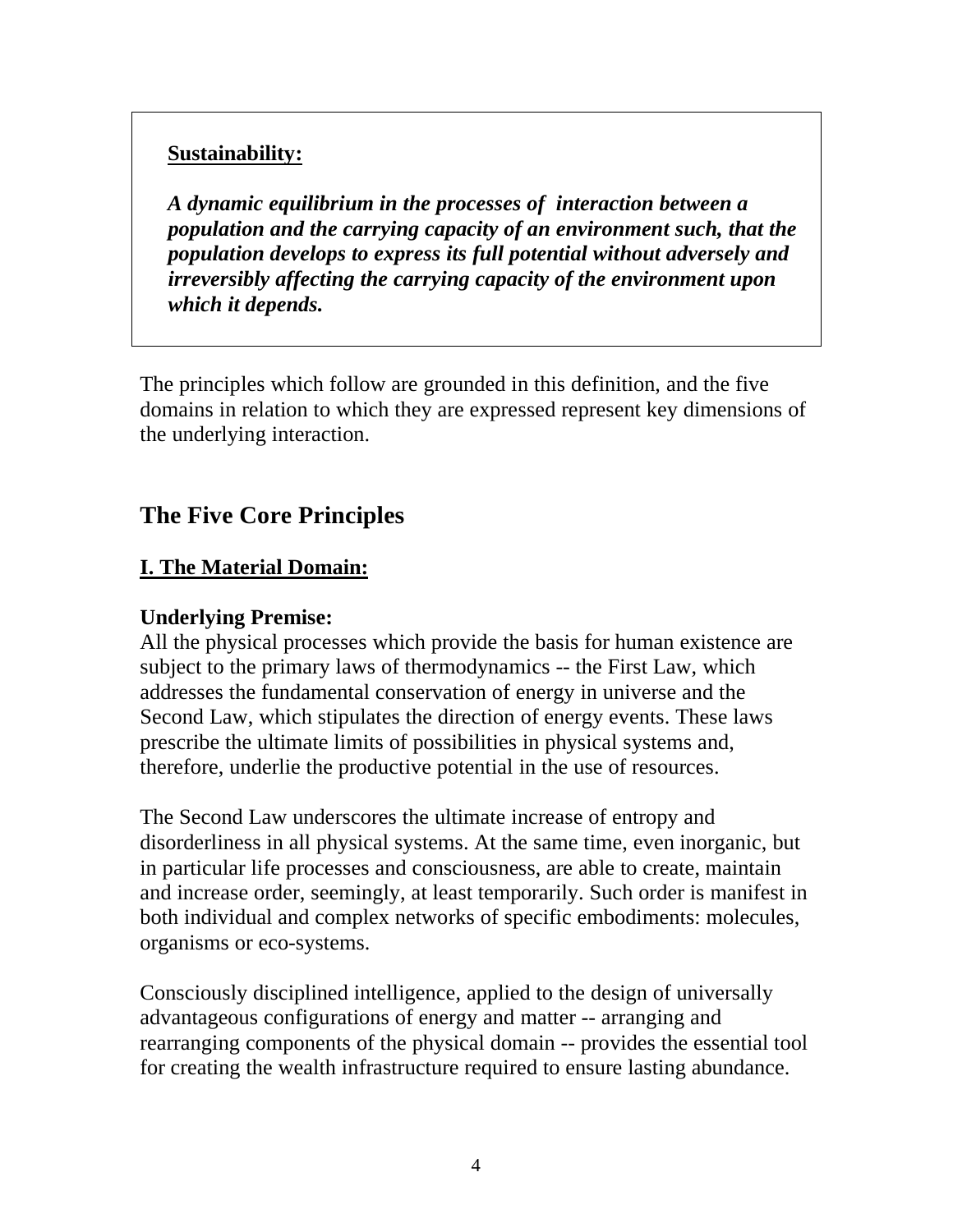**Sustainability:**

***A dynamic equilibrium in the processes of interaction between a population and the carrying capacity of an environment such, that the population develops to express its full potential without adversely and irreversibly affecting the carrying capacity of the environment upon which it depends.***

The principles which follow are grounded in this definition, and the five domains in relation to which they are expressed represent key dimensions of the underlying interaction.

## The Five Core Principles

### I. The Material Domain:

**Underlying Premise:**

All the physical processes which provide the basis for human existence are subject to the primary laws of thermodynamics -- the First Law, which addresses the fundamental conservation of energy in universe and the Second Law, which stipulates the direction of energy events. These laws prescribe the ultimate limits of possibilities in physical systems and, therefore, underlie the productive potential in the use of resources.

The Second Law underscores the ultimate increase of entropy and disorderliness in all physical systems. At the same time, even inorganic, but in particular life processes and consciousness, are able to create, maintain and increase order, seemingly, at least temporarily. Such order is manifest in both individual and complex networks of specific embodiments: molecules, organisms or eco-systems.

Consciously disciplined intelligence, applied to the design of universally advantageous configurations of energy and matter -- arranging and rearranging components of the physical domain -- provides the essential tool for creating the wealth infrastructure required to ensure lasting abundance.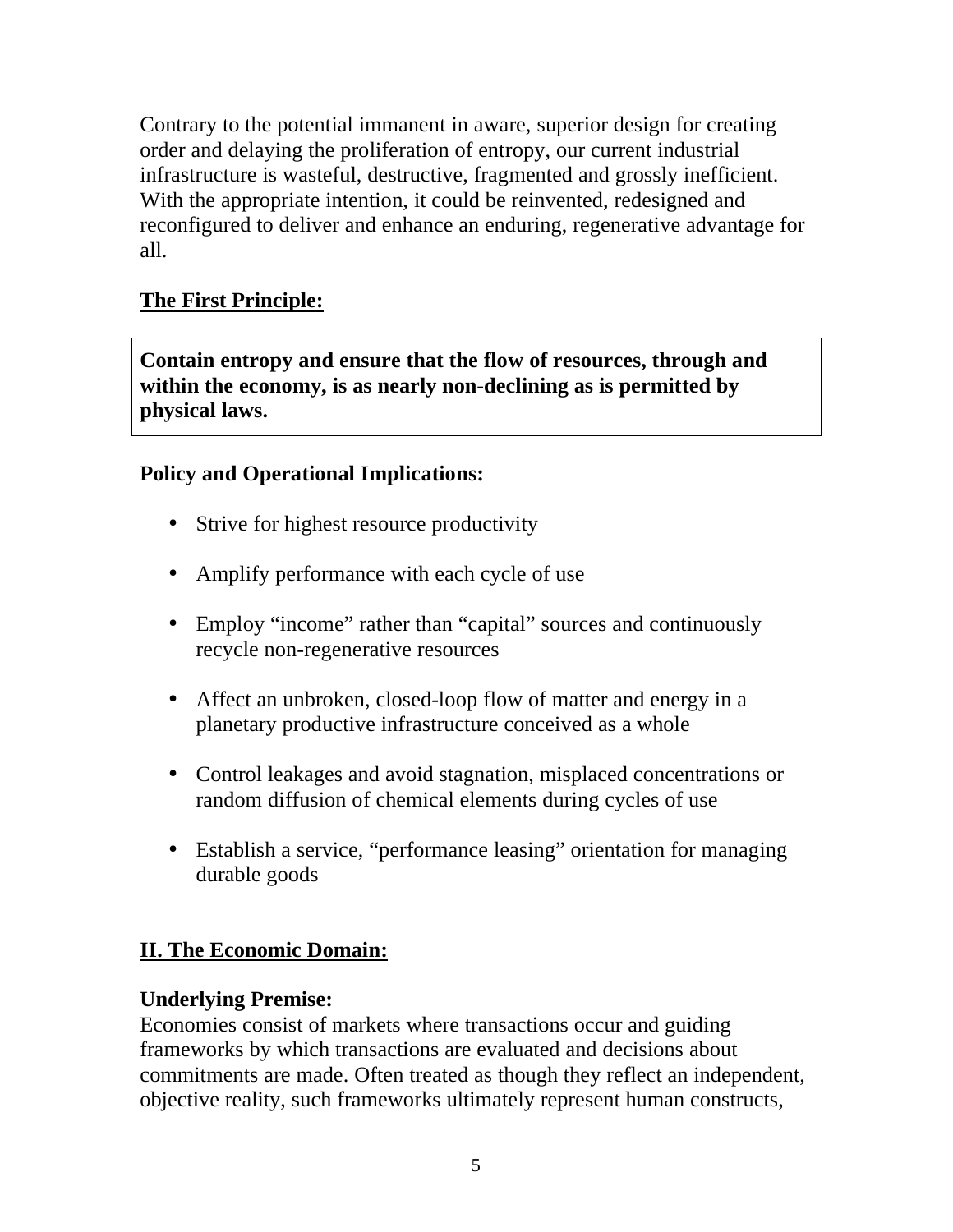Contrary to the potential immanent in aware, superior design for creating order and delaying the proliferation of entropy, our current industrial infrastructure is wasteful, destructive, fragmented and grossly inefficient. With the appropriate intention, it could be reinvented, redesigned and reconfigured to deliver and enhance an enduring, regenerative advantage for all.

## The First Principle:

**Contain entropy and ensure that the flow of resources, through and within the economy, is as nearly non-declining as is permitted by physical laws.**

**Policy and Operational Implications:**

- Strive for highest resource productivity
- Amplify performance with each cycle of use
- Employ "income" rather than "capital" sources and continuously recycle non-regenerative resources
- Affect an unbroken, closed-loop flow of matter and energy in a planetary productive infrastructure conceived as a whole
- Control leakages and avoid stagnation, misplaced concentrations or random diffusion of chemical elements during cycles of use
- Establish a service, "performance leasing" orientation for managing durable goods

## II. The Economic Domain:

**Underlying Premise:**
Economies consist of markets where transactions occur and guiding frameworks by which transactions are evaluated and decisions about commitments are made. Often treated as though they reflect an independent, objective reality, such frameworks ultimately represent human constructs,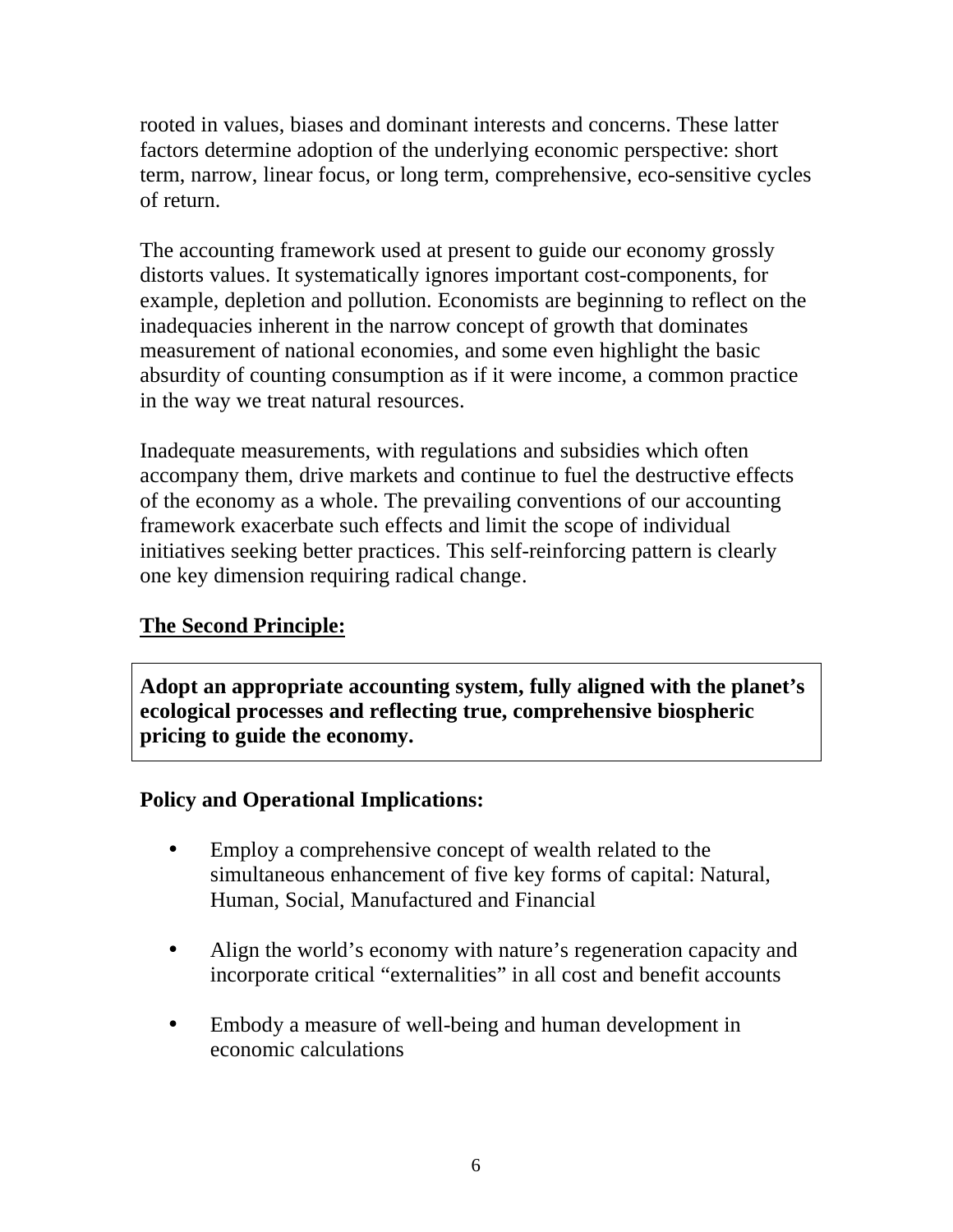rooted in values, biases and dominant interests and concerns. These latter factors determine adoption of the underlying economic perspective: short term, narrow, linear focus, or long term, comprehensive, eco-sensitive cycles of return.

The accounting framework used at present to guide our economy grossly distorts values. It systematically ignores important cost-components, for example, depletion and pollution. Economists are beginning to reflect on the inadequacies inherent in the narrow concept of growth that dominates measurement of national economies, and some even highlight the basic absurdity of counting consumption as if it were income, a common practice in the way we treat natural resources.

Inadequate measurements, with regulations and subsidies which often accompany them, drive markets and continue to fuel the destructive effects of the economy as a whole. The prevailing conventions of our accounting framework exacerbate such effects and limit the scope of individual initiatives seeking better practices. This self-reinforcing pattern is clearly one key dimension requiring radical change.

## The Second Principle:

**Adopt an appropriate accounting system, fully aligned with the planet's ecological processes and reflecting true, comprehensive biospheric pricing to guide the economy.**

### Policy and Operational Implications:

- Employ a comprehensive concept of wealth related to the simultaneous enhancement of five key forms of capital: Natural, Human, Social, Manufactured and Financial
- Align the world's economy with nature's regeneration capacity and incorporate critical "externalities" in all cost and benefit accounts
- Embody a measure of well-being and human development in economic calculations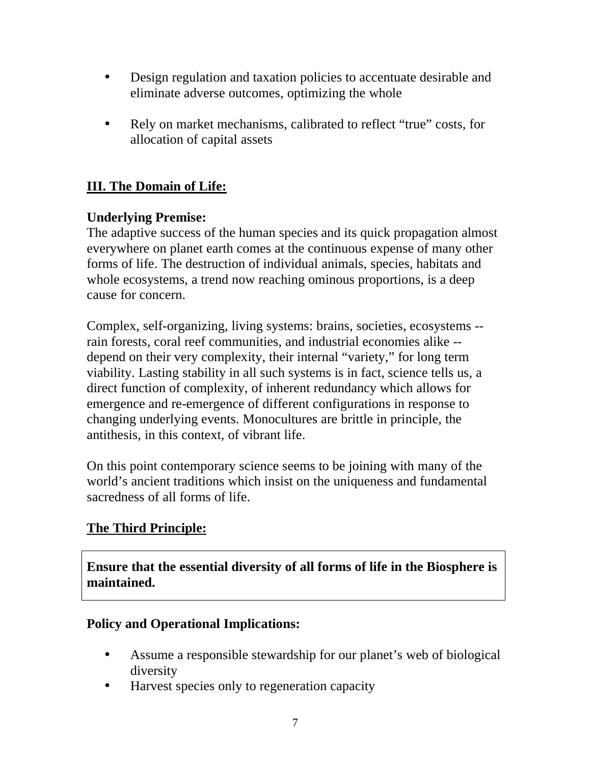- Design regulation and taxation policies to accentuate desirable and eliminate adverse outcomes, optimizing the whole

- Rely on market mechanisms, calibrated to reflect "true" costs, for allocation of capital assets

## III. The Domain of Life:

**Underlying Premise:**
The adaptive success of the human species and its quick propagation almost everywhere on planet earth comes at the continuous expense of many other forms of life. The destruction of individual animals, species, habitats and whole ecosystems, a trend now reaching ominous proportions, is a deep cause for concern.

Complex, self-organizing, living systems: brains, societies, ecosystems -- rain forests, coral reef communities, and industrial economies alike -- depend on their very complexity, their internal "variety," for long term viability. Lasting stability in all such systems is in fact, science tells us, a direct function of complexity, of inherent redundancy which allows for emergence and re-emergence of different configurations in response to changing underlying events. Monocultures are brittle in principle, the antithesis, in this context, of vibrant life.

On this point contemporary science seems to be joining with many of the world's ancient traditions which insist on the uniqueness and fundamental sacredness of all forms of life.

## The Third Principle:

**Ensure that the essential diversity of all forms of life in the Biosphere is maintained.**

**Policy and Operational Implications:**

- Assume a responsible stewardship for our planet's web of biological diversity
- Harvest species only to regeneration capacity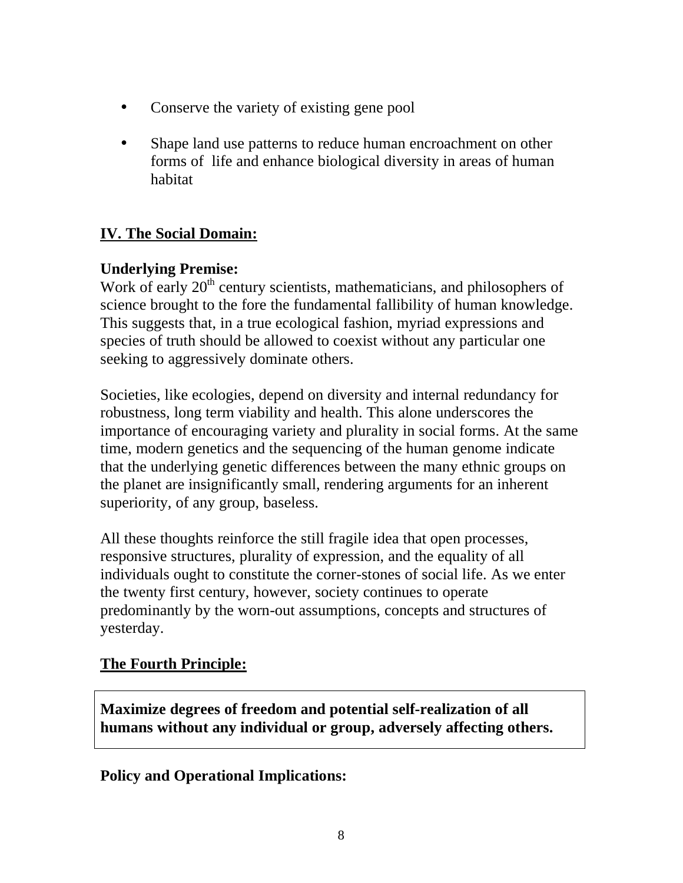- Conserve the variety of existing gene pool

- Shape land use patterns to reduce human encroachment on other forms of life and enhance biological diversity in areas of human habitat

## IV. The Social Domain:

**Underlying Premise:**
Work of early 20th century scientists, mathematicians, and philosophers of science brought to the fore the fundamental fallibility of human knowledge. This suggests that, in a true ecological fashion, myriad expressions and species of truth should be allowed to coexist without any particular one seeking to aggressively dominate others.

Societies, like ecologies, depend on diversity and internal redundancy for robustness, long term viability and health. This alone underscores the importance of encouraging variety and plurality in social forms. At the same time, modern genetics and the sequencing of the human genome indicate that the underlying genetic differences between the many ethnic groups on the planet are insignificantly small, rendering arguments for an inherent superiority, of any group, baseless.

All these thoughts reinforce the still fragile idea that open processes, responsive structures, plurality of expression, and the equality of all individuals ought to constitute the corner-stones of social life. As we enter the twenty first century, however, society continues to operate predominantly by the worn-out assumptions, concepts and structures of yesterday.

## The Fourth Principle:

**Maximize degrees of freedom and potential self-realization of all humans without any individual or group, adversely affecting others.**

**Policy and Operational Implications:**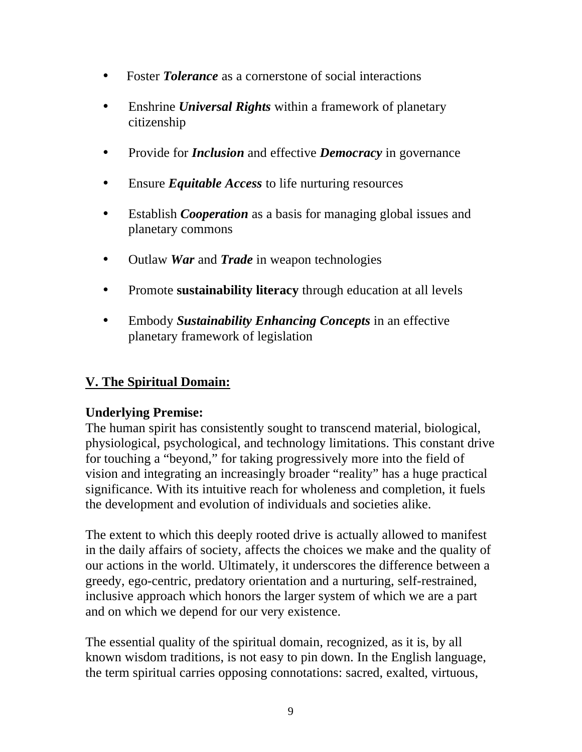- Foster ***Tolerance*** as a cornerstone of social interactions
- Enshrine ***Universal Rights*** within a framework of planetary citizenship
- Provide for ***Inclusion*** and effective ***Democracy*** in governance
- Ensure ***Equitable Access*** to life nurturing resources
- Establish ***Cooperation*** as a basis for managing global issues and planetary commons
- Outlaw ***War*** and ***Trade*** in weapon technologies
- Promote **sustainability literacy** through education at all levels
- Embody ***Sustainability Enhancing Concepts*** in an effective planetary framework of legislation

## <u>V. The Spiritual Domain:</u>

**Underlying Premise:**
The human spirit has consistently sought to transcend material, biological, physiological, psychological, and technology limitations. This constant drive for touching a "beyond," for taking progressively more into the field of vision and integrating an increasingly broader "reality" has a huge practical significance. With its intuitive reach for wholeness and completion, it fuels the development and evolution of individuals and societies alike.

The extent to which this deeply rooted drive is actually allowed to manifest in the daily affairs of society, affects the choices we make and the quality of our actions in the world. Ultimately, it underscores the difference between a greedy, ego-centric, predatory orientation and a nurturing, self-restrained, inclusive approach which honors the larger system of which we are a part and on which we depend for our very existence.

The essential quality of the spiritual domain, recognized, as it is, by all known wisdom traditions, is not easy to pin down. In the English language, the term spiritual carries opposing connotations: sacred, exalted, virtuous,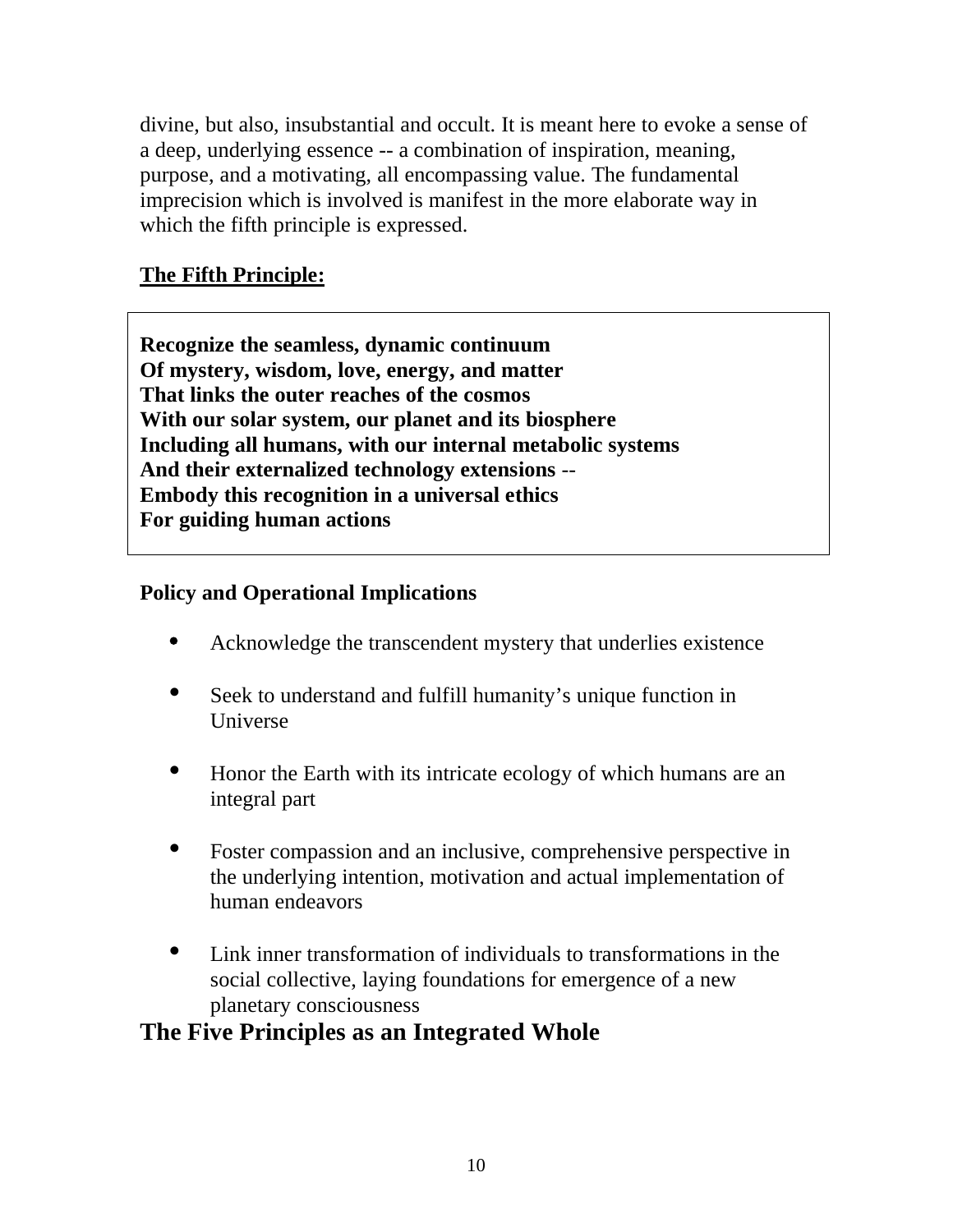divine, but also, insubstantial and occult. It is meant here to evoke a sense of a deep, underlying essence -- a combination of inspiration, meaning, purpose, and a motivating, all encompassing value. The fundamental imprecision which is involved is manifest in the more elaborate way in which the fifth principle is expressed.

**The Fifth Principle:**

> **Recognize the seamless, dynamic continuum**
> **Of mystery, wisdom, love, energy, and matter**
> **That links the outer reaches of the cosmos**
> **With our solar system, our planet and its biosphere**
> **Including all humans, with our internal metabolic systems**
> **And their externalized technology extensions** --
> **Embody this recognition in a universal ethics**
> **For guiding human actions**

**Policy and Operational Implications**

- Acknowledge the transcendent mystery that underlies existence
- Seek to understand and fulfill humanity's unique function in Universe
- Honor the Earth with its intricate ecology of which humans are an integral part
- Foster compassion and an inclusive, comprehensive perspective in the underlying intention, motivation and actual implementation of human endeavors
- Link inner transformation of individuals to transformations in the social collective, laying foundations for emergence of a new planetary consciousness

## The Five Principles as an Integrated Whole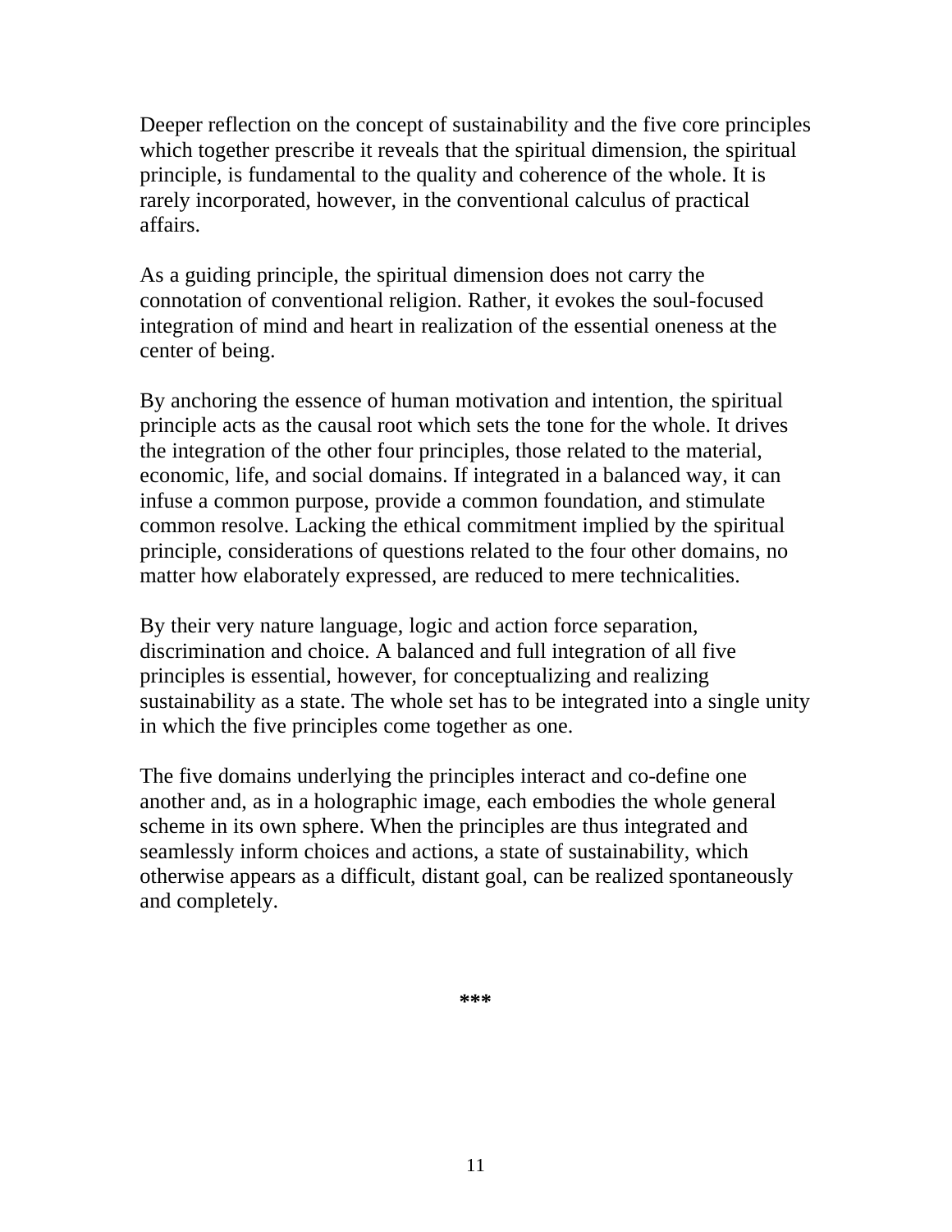Deeper reflection on the concept of sustainability and the five core principles which together prescribe it reveals that the spiritual dimension, the spiritual principle, is fundamental to the quality and coherence of the whole. It is rarely incorporated, however, in the conventional calculus of practical affairs.

As a guiding principle, the spiritual dimension does not carry the connotation of conventional religion. Rather, it evokes the soul-focused integration of mind and heart in realization of the essential oneness at the center of being.

By anchoring the essence of human motivation and intention, the spiritual principle acts as the causal root which sets the tone for the whole. It drives the integration of the other four principles, those related to the material, economic, life, and social domains. If integrated in a balanced way, it can infuse a common purpose, provide a common foundation, and stimulate common resolve. Lacking the ethical commitment implied by the spiritual principle, considerations of questions related to the four other domains, no matter how elaborately expressed, are reduced to mere technicalities.

By their very nature language, logic and action force separation, discrimination and choice. A balanced and full integration of all five principles is essential, however, for conceptualizing and realizing sustainability as a state. The whole set has to be integrated into a single unity in which the five principles come together as one.

The five domains underlying the principles interact and co-define one another and, as in a holographic image, each embodies the whole general scheme in its own sphere. When the principles are thus integrated and seamlessly inform choices and actions, a state of sustainability, which otherwise appears as a difficult, distant goal, can be realized spontaneously and completely.

***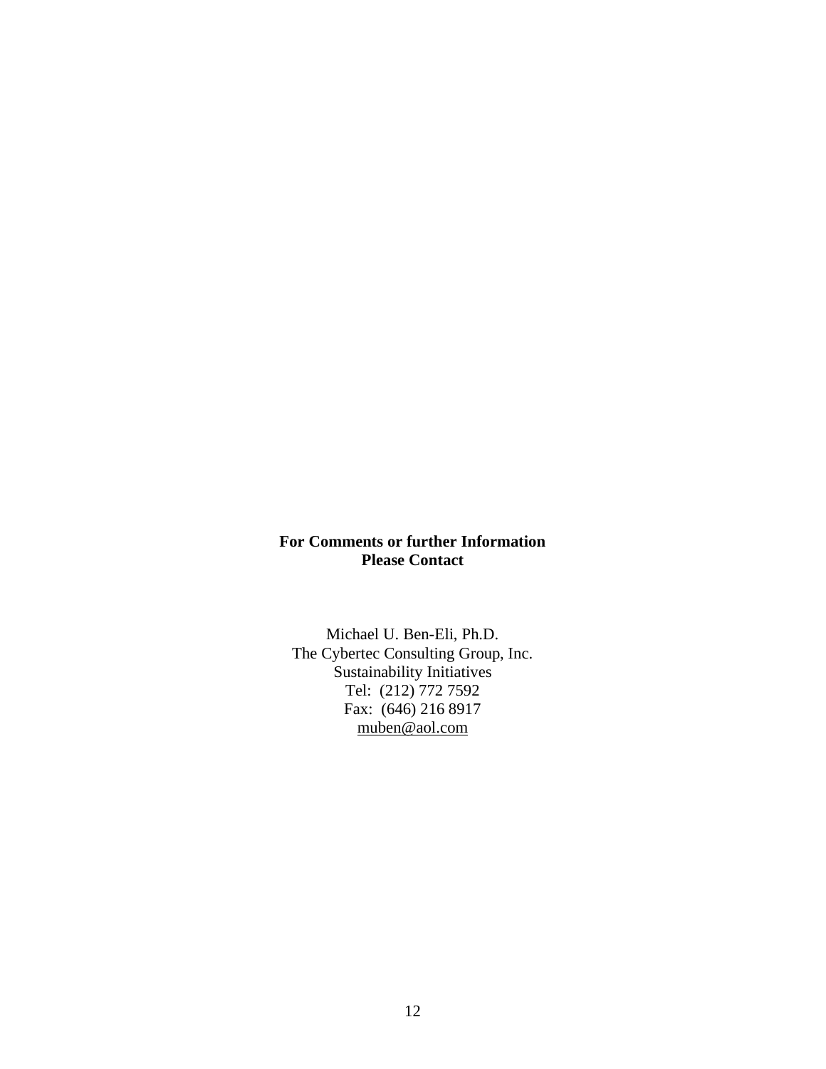**For Comments or further Information**
**Please Contact**

Michael U. Ben-Eli, Ph.D.
The Cybertec Consulting Group, Inc.
Sustainability Initiatives
Tel: (212) 772 7592
Fax: (646) 216 8917
muben@aol.com